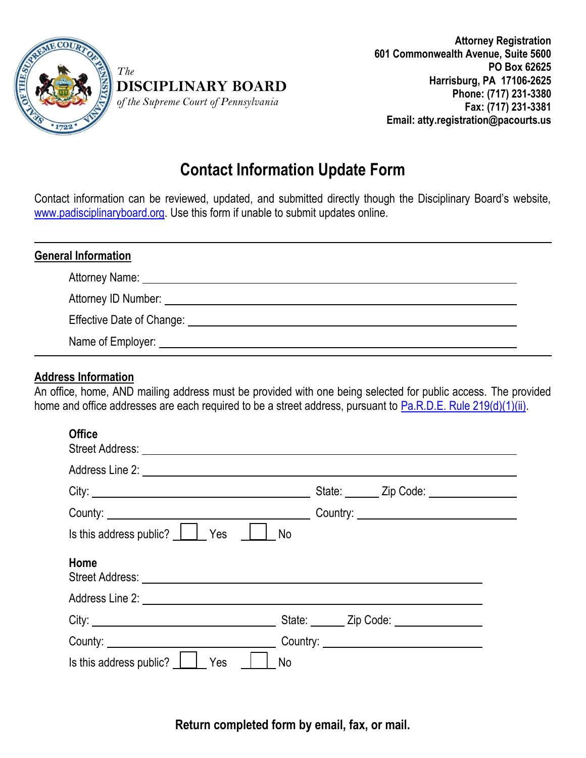The
**DISCIPLINARY BOARD**
*of the Supreme Court of Pennsylvania*

**Attorney Registration**
**601 Commonwealth Avenue, Suite 5600**
**PO Box 62625**
**Harrisburg, PA 17106-2625**
**Phone: (717) 231-3380**
**Fax: (717) 231-3381**
**Email: atty.registration@pacourts.us**

# Contact Information Update Form

Contact information can be reviewed, updated, and submitted directly though the Disciplinary Board's website, [www.padisciplinaryboard.org](www.padisciplinaryboard.org). Use this form if unable to submit updates online.

---

## General Information

Attorney Name: ______________________________

Attorney ID Number: ______________________________

Effective Date of Change: ______________________________

Name of Employer: ______________________________

---

## Address Information

An office, home, AND mailing address must be provided with one being selected for public access. The provided home and office addresses are each required to be a street address, pursuant to Pa.R.D.E. Rule 219(d)(1)(ii).

### Office

Street Address: ______________________________

Address Line 2: ______________________________

City: ____________________ State: ______ Zip Code: ____________

County: ____________________ Country: ____________________

Is this address public? ☐ Yes ☐ No

### Home

Street Address: ______________________________

Address Line 2: ______________________________

City: ____________________ State: ______ Zip Code: ____________

County: ____________________ Country: ____________________

Is this address public? ☐ Yes ☐ No

**Return completed form by email, fax, or mail.**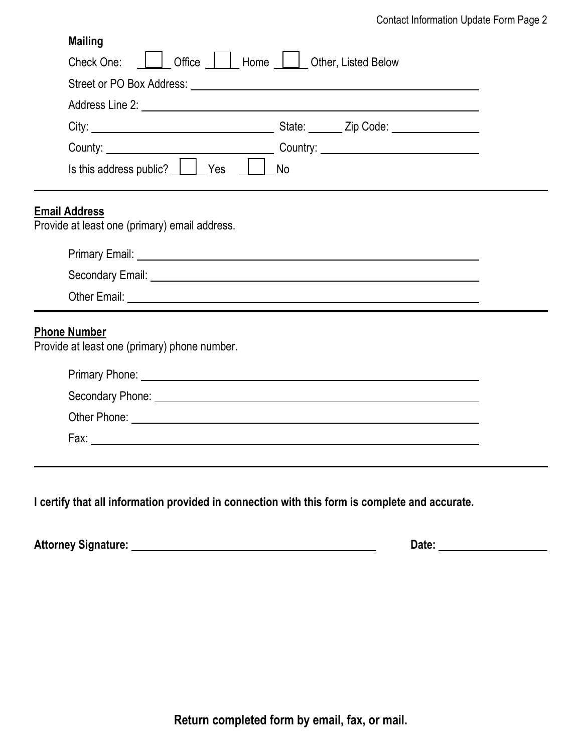**Mailing**

Check One: ☐ Office ☐ Home ☐ Other, Listed Below

Street or PO Box Address: ______________________________

Address Line 2: ______________________________

City: ____________________ State: ______ Zip Code: ______________

County: ____________________ Country: ____________________

Is this address public? ☐ Yes ☐ No

---

**Email Address**

Provide at least one (primary) email address.

Primary Email: ______________________________

Secondary Email: ______________________________

Other Email: ______________________________

---

**Phone Number**

Provide at least one (primary) phone number.

Primary Phone: ______________________________

Secondary Phone: ______________________________

Other Phone: ______________________________

Fax: ______________________________

---

**I certify that all information provided in connection with this form is complete and accurate.**

**Attorney Signature:** ______________________________ **Date:** ______________

**Return completed form by email, fax, or mail.**